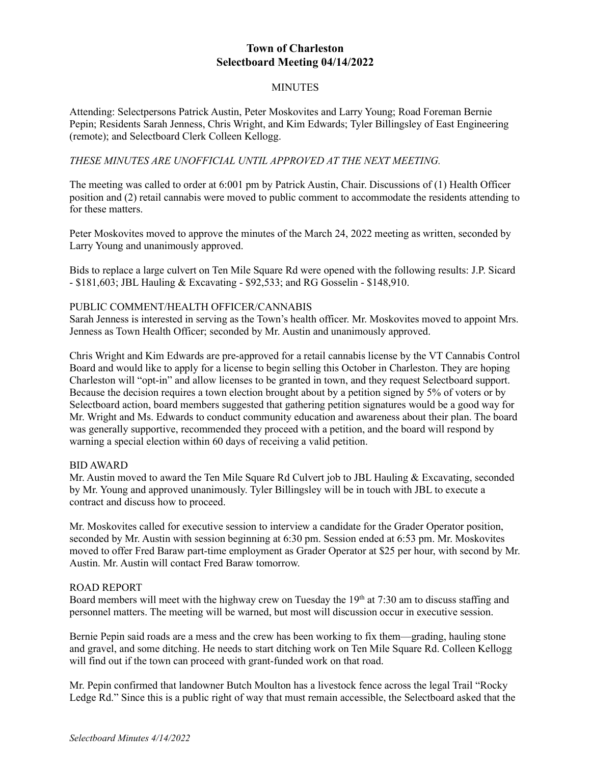# Town of Charleston
## Selectboard Meeting 04/14/2022

MINUTES

Attending: Selectpersons Patrick Austin, Peter Moskovites and Larry Young; Road Foreman Bernie Pepin; Residents Sarah Jenness, Chris Wright, and Kim Edwards; Tyler Billingsley of East Engineering (remote); and Selectboard Clerk Colleen Kellogg.

*THESE MINUTES ARE UNOFFICIAL UNTIL APPROVED AT THE NEXT MEETING.*

The meeting was called to order at 6:001 pm by Patrick Austin, Chair. Discussions of (1) Health Officer position and (2) retail cannabis were moved to public comment to accommodate the residents attending to for these matters.

Peter Moskovites moved to approve the minutes of the March 24, 2022 meeting as written, seconded by Larry Young and unanimously approved.

Bids to replace a large culvert on Ten Mile Square Rd were opened with the following results: J.P. Sicard - $181,603; JBL Hauling & Excavating - $92,533; and RG Gosselin - $148,910.

PUBLIC COMMENT/HEALTH OFFICER/CANNABIS

Sarah Jenness is interested in serving as the Town's health officer. Mr. Moskovites moved to appoint Mrs. Jenness as Town Health Officer; seconded by Mr. Austin and unanimously approved.

Chris Wright and Kim Edwards are pre-approved for a retail cannabis license by the VT Cannabis Control Board and would like to apply for a license to begin selling this October in Charleston. They are hoping Charleston will "opt-in" and allow licenses to be granted in town, and they request Selectboard support. Because the decision requires a town election brought about by a petition signed by 5% of voters or by Selectboard action, board members suggested that gathering petition signatures would be a good way for Mr. Wright and Ms. Edwards to conduct community education and awareness about their plan. The board was generally supportive, recommended they proceed with a petition, and the board will respond by warning a special election within 60 days of receiving a valid petition.

BID AWARD

Mr. Austin moved to award the Ten Mile Square Rd Culvert job to JBL Hauling & Excavating, seconded by Mr. Young and approved unanimously. Tyler Billingsley will be in touch with JBL to execute a contract and discuss how to proceed.

Mr. Moskovites called for executive session to interview a candidate for the Grader Operator position, seconded by Mr. Austin with session beginning at 6:30 pm. Session ended at 6:53 pm. Mr. Moskovites moved to offer Fred Baraw part-time employment as Grader Operator at $25 per hour, with second by Mr. Austin. Mr. Austin will contact Fred Baraw tomorrow.

ROAD REPORT

Board members will meet with the highway crew on Tuesday the 19th at 7:30 am to discuss staffing and personnel matters. The meeting will be warned, but most will discussion occur in executive session.

Bernie Pepin said roads are a mess and the crew has been working to fix them—grading, hauling stone and gravel, and some ditching. He needs to start ditching work on Ten Mile Square Rd. Colleen Kellogg will find out if the town can proceed with grant-funded work on that road.

Mr. Pepin confirmed that landowner Butch Moulton has a livestock fence across the legal Trail "Rocky Ledge Rd." Since this is a public right of way that must remain accessible, the Selectboard asked that the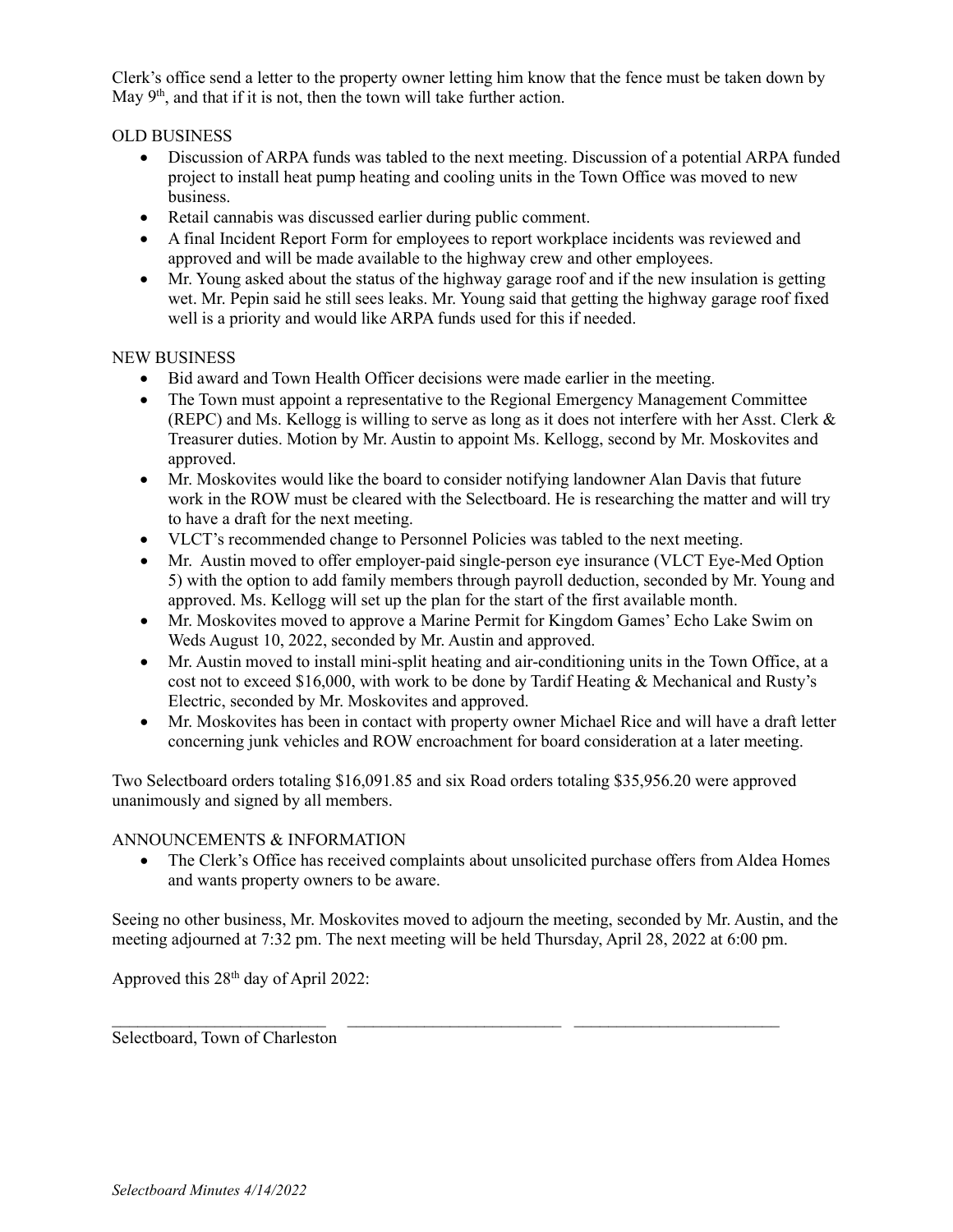Clerk's office send a letter to the property owner letting him know that the fence must be taken down by May 9th, and that if it is not, then the town will take further action.

OLD BUSINESS

- Discussion of ARPA funds was tabled to the next meeting. Discussion of a potential ARPA funded project to install heat pump heating and cooling units in the Town Office was moved to new business.
- Retail cannabis was discussed earlier during public comment.
- A final Incident Report Form for employees to report workplace incidents was reviewed and approved and will be made available to the highway crew and other employees.
- Mr. Young asked about the status of the highway garage roof and if the new insulation is getting wet. Mr. Pepin said he still sees leaks. Mr. Young said that getting the highway garage roof fixed well is a priority and would like ARPA funds used for this if needed.

NEW BUSINESS

- Bid award and Town Health Officer decisions were made earlier in the meeting.
- The Town must appoint a representative to the Regional Emergency Management Committee (REPC) and Ms. Kellogg is willing to serve as long as it does not interfere with her Asst. Clerk & Treasurer duties. Motion by Mr. Austin to appoint Ms. Kellogg, second by Mr. Moskovites and approved.
- Mr. Moskovites would like the board to consider notifying landowner Alan Davis that future work in the ROW must be cleared with the Selectboard. He is researching the matter and will try to have a draft for the next meeting.
- VLCT's recommended change to Personnel Policies was tabled to the next meeting.
- Mr. Austin moved to offer employer-paid single-person eye insurance (VLCT Eye-Med Option 5) with the option to add family members through payroll deduction, seconded by Mr. Young and approved. Ms. Kellogg will set up the plan for the start of the first available month.
- Mr. Moskovites moved to approve a Marine Permit for Kingdom Games' Echo Lake Swim on Weds August 10, 2022, seconded by Mr. Austin and approved.
- Mr. Austin moved to install mini-split heating and air-conditioning units in the Town Office, at a cost not to exceed $16,000, with work to be done by Tardif Heating & Mechanical and Rusty's Electric, seconded by Mr. Moskovites and approved.
- Mr. Moskovites has been in contact with property owner Michael Rice and will have a draft letter concerning junk vehicles and ROW encroachment for board consideration at a later meeting.

Two Selectboard orders totaling $16,091.85 and six Road orders totaling $35,956.20 were approved unanimously and signed by all members.

ANNOUNCEMENTS & INFORMATION

- The Clerk's Office has received complaints about unsolicited purchase offers from Aldea Homes and wants property owners to be aware.

Seeing no other business, Mr. Moskovites moved to adjourn the meeting, seconded by Mr. Austin, and the meeting adjourned at 7:32 pm. The next meeting will be held Thursday, April 28, 2022 at 6:00 pm.

Approved this 28th day of April 2022:

\_\_\_\_\_\_\_\_\_\_\_\_\_\_\_\_\_\_\_\_\_\_\_\_\_\_ \_\_\_\_\_\_\_\_\_\_\_\_\_\_\_\_\_\_\_\_\_\_\_\_\_\_ \_\_\_\_\_\_\_\_\_\_\_\_\_\_\_\_\_\_\_\_\_\_\_\_\_\_

Selectboard, Town of Charleston